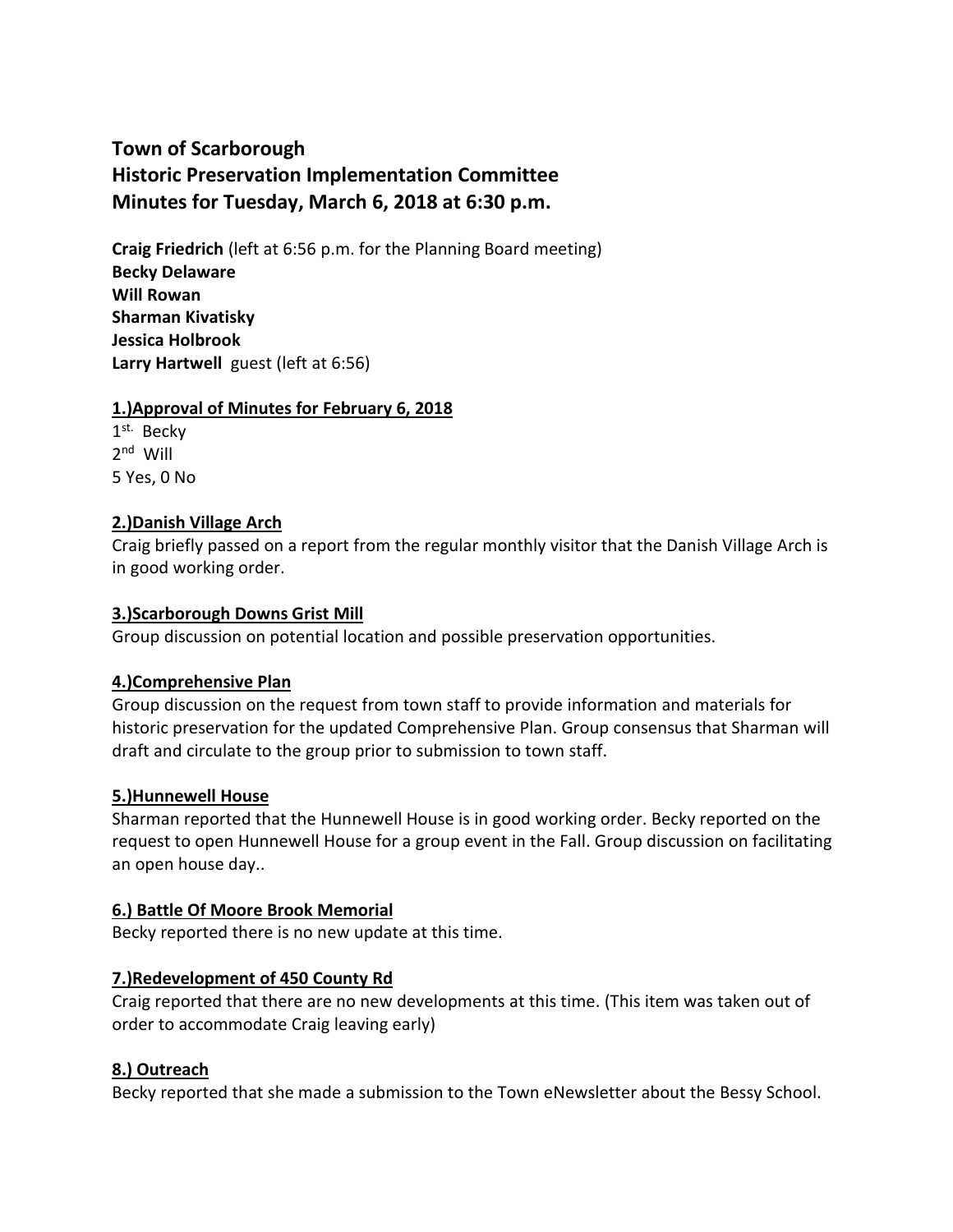# Town of Scarborough
# Historic Preservation Implementation Committee
# Minutes for Tuesday, March 6, 2018 at 6:30 p.m.

**Craig Friedrich** (left at 6:56 p.m. for the Planning Board meeting)
**Becky Delaware**
**Will Rowan**
**Sharman Kivatisky**
**Jessica Holbrook**
**Larry Hartwell** guest (left at 6:56)

## 1.)Approval of Minutes for February 6, 2018

1st. Becky
2nd Will
5 Yes, 0 No

## 2.)Danish Village Arch

Craig briefly passed on a report from the regular monthly visitor that the Danish Village Arch is in good working order.

## 3.)Scarborough Downs Grist Mill

Group discussion on potential location and possible preservation opportunities.

## 4.)Comprehensive Plan

Group discussion on the request from town staff to provide information and materials for historic preservation for the updated Comprehensive Plan. Group consensus that Sharman will draft and circulate to the group prior to submission to town staff.

## 5.)Hunnewell House

Sharman reported that the Hunnewell House is in good working order. Becky reported on the request to open Hunnewell House for a group event in the Fall. Group discussion on facilitating an open house day..

## 6.) Battle Of Moore Brook Memorial

Becky reported there is no new update at this time.

## 7.)Redevelopment of 450 County Rd

Craig reported that there are no new developments at this time. (This item was taken out of order to accommodate Craig leaving early)

## 8.) Outreach

Becky reported that she made a submission to the Town eNewsletter about the Bessy School.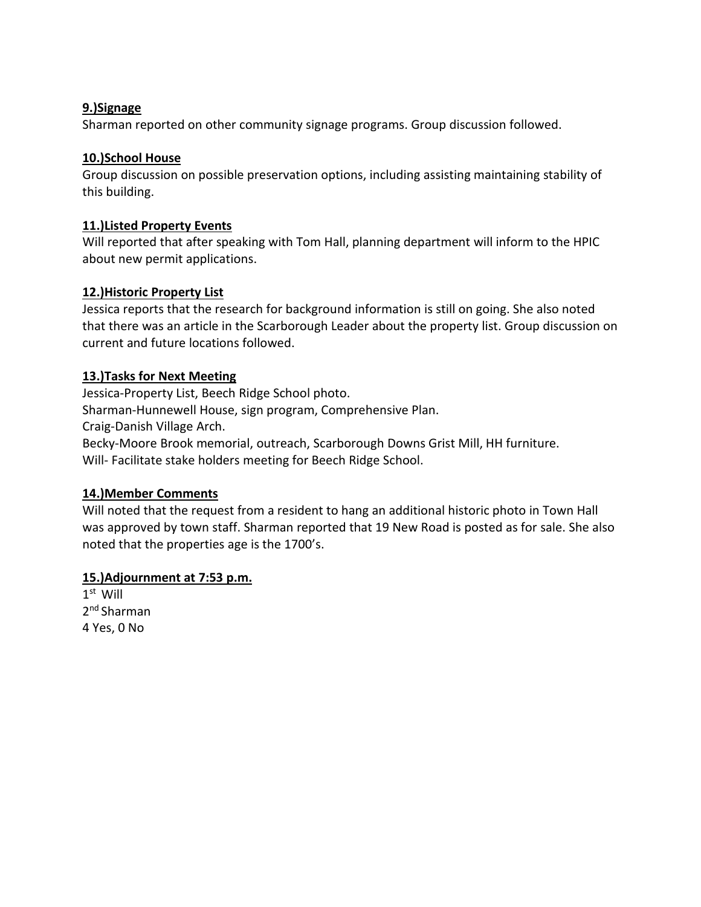**9.)Signage**

Sharman reported on other community signage programs. Group discussion followed.

**10.)School House**

Group discussion on possible preservation options, including assisting maintaining stability of this building.

**11.)Listed Property Events**

Will reported that after speaking with Tom Hall, planning department will inform to the HPIC about new permit applications.

**12.)Historic Property List**

Jessica reports that the research for background information is still on going. She also noted that there was an article in the Scarborough Leader about the property list. Group discussion on current and future locations followed.

**13.)Tasks for Next Meeting**

Jessica-Property List, Beech Ridge School photo.
Sharman-Hunnewell House, sign program, Comprehensive Plan.
Craig-Danish Village Arch.
Becky-Moore Brook memorial, outreach, Scarborough Downs Grist Mill, HH furniture.
Will- Facilitate stake holders meeting for Beech Ridge School.

**14.)Member Comments**

Will noted that the request from a resident to hang an additional historic photo in Town Hall was approved by town staff. Sharman reported that 19 New Road is posted as for sale. She also noted that the properties age is the 1700's.

**15.)Adjournment at 7:53 p.m.**

1st Will
2nd Sharman
4 Yes, 0 No